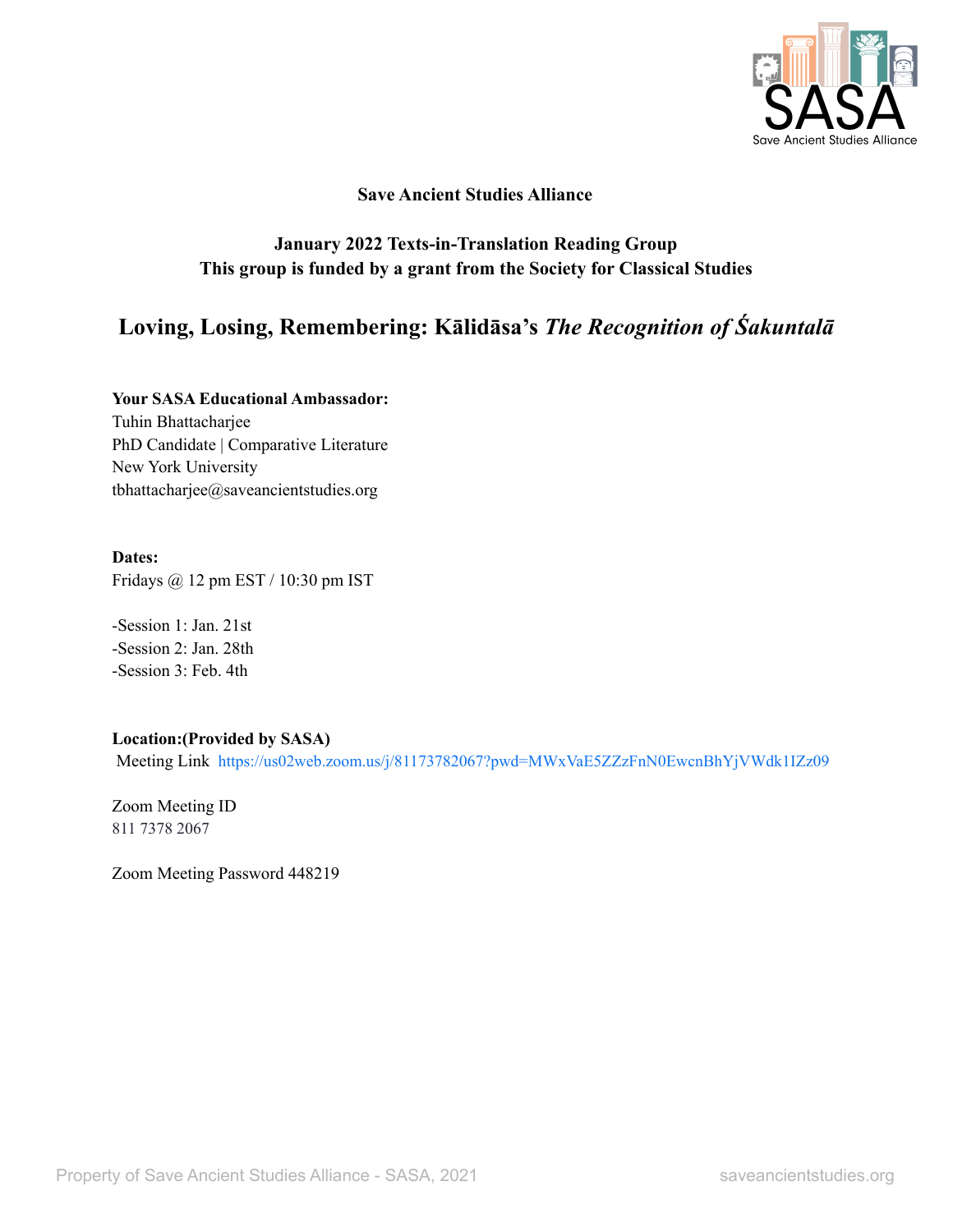Save Ancient Studies Alliance

**Save Ancient Studies Alliance**

**January 2022 Texts-in-Translation Reading Group**
**This group is funded by a grant from the Society for Classical Studies**

# Loving, Losing, Remembering: Kālidāsa's *The Recognition of Śakuntalā*

**Your SASA Educational Ambassador:**
Tuhin Bhattacharjee
PhD Candidate | Comparative Literature
New York University
tbhattacharjee@saveancientstudies.org

**Dates:**
Fridays @ 12 pm EST / 10:30 pm IST

-Session 1: Jan. 21st
-Session 2: Jan. 28th
-Session 3: Feb. 4th

**Location:(Provided by SASA)**
Meeting Link https://us02web.zoom.us/j/81173782067?pwd=MWxVaE5ZZzFnN0EwcnBhYjVWdk1IZz09

Zoom Meeting ID
811 7378 2067

Zoom Meeting Password 448219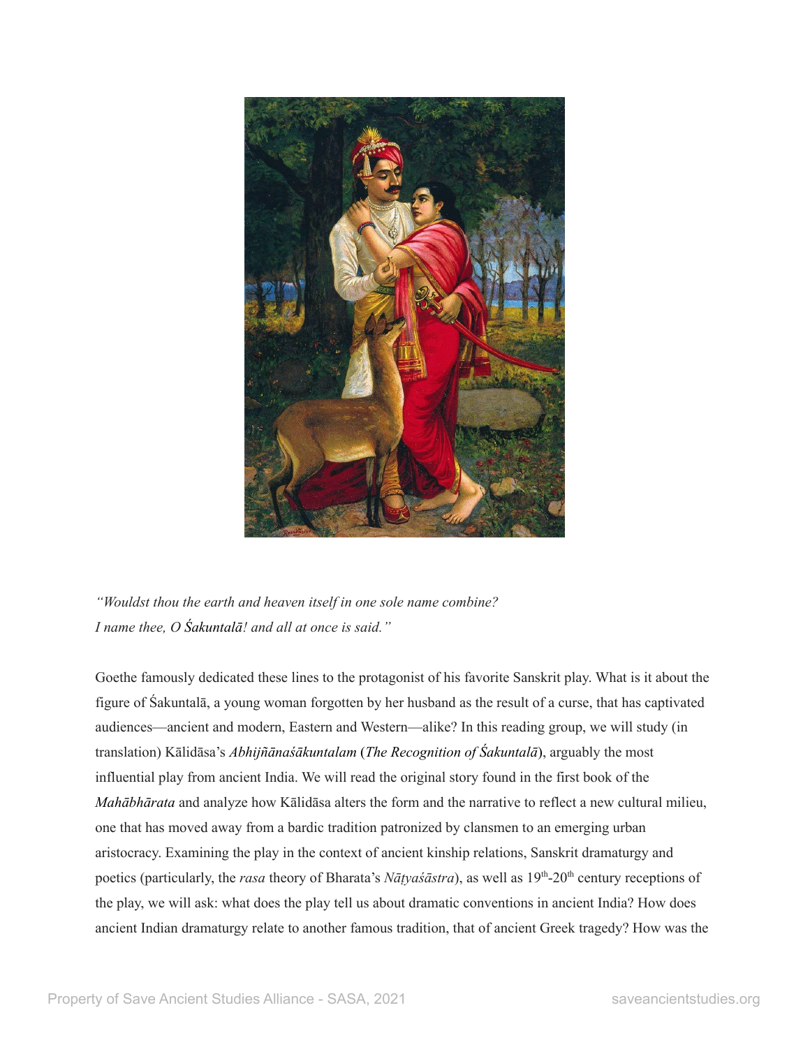*“Wouldst thou the earth and heaven itself in one sole name combine?*
*I name thee, O Śakuntalā! and all at once is said.”*

Goethe famously dedicated these lines to the protagonist of his favorite Sanskrit play. What is it about the figure of Śakuntalā, a young woman forgotten by her husband as the result of a curse, that has captivated audiences—ancient and modern, Eastern and Western—alike? In this reading group, we will study (in translation) Kālidāsa’s *Abhijñānaśākuntalam* (*The Recognition of Śakuntalā*), arguably the most influential play from ancient India. We will read the original story found in the first book of the *Mahābhārata* and analyze how Kālidāsa alters the form and the narrative to reflect a new cultural milieu, one that has moved away from a bardic tradition patronized by clansmen to an emerging urban aristocracy. Examining the play in the context of ancient kinship relations, Sanskrit dramaturgy and poetics (particularly, the *rasa* theory of Bharata’s *Nāṭyaśāstra*), as well as 19th-20th century receptions of the play, we will ask: what does the play tell us about dramatic conventions in ancient India? How does ancient Indian dramaturgy relate to another famous tradition, that of ancient Greek tragedy? How was the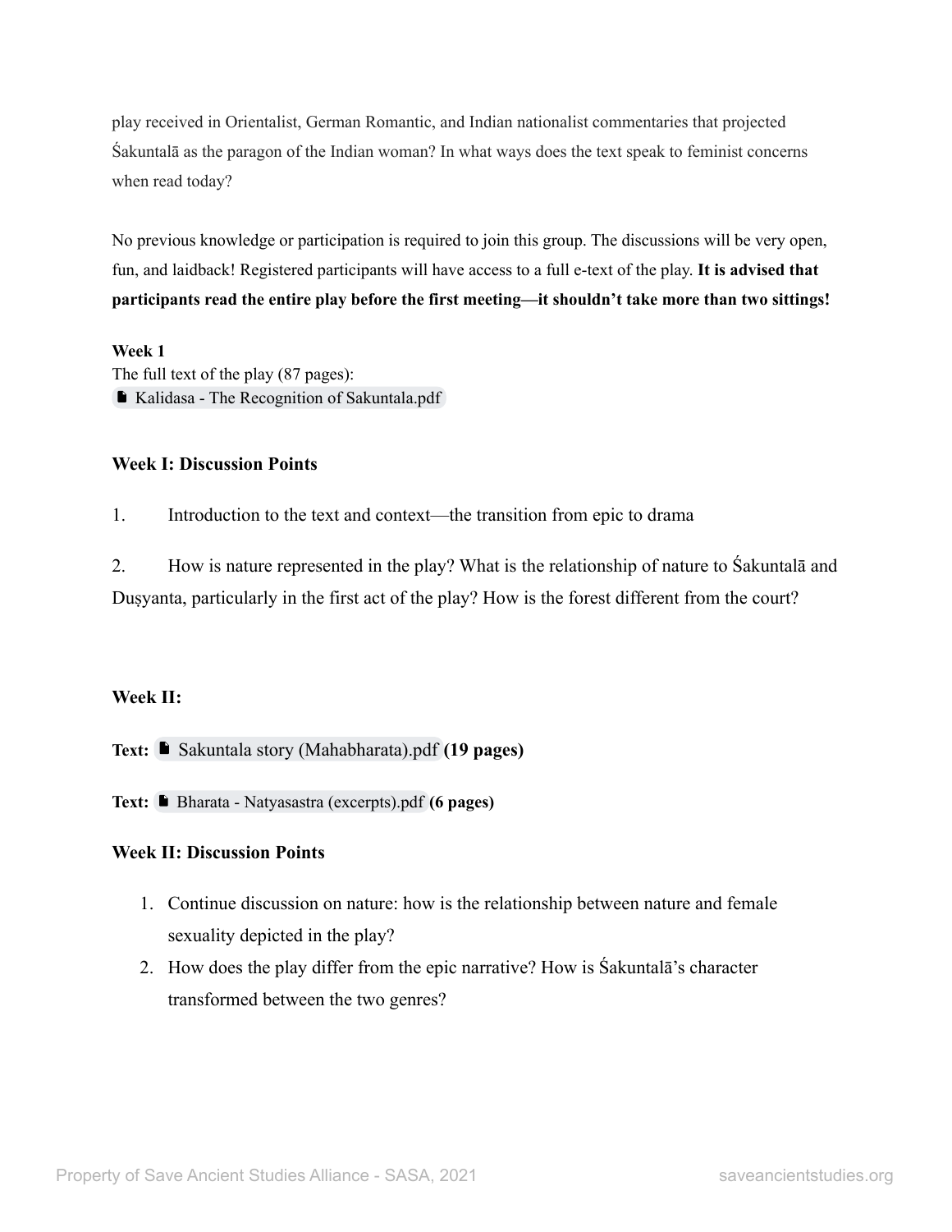play received in Orientalist, German Romantic, and Indian nationalist commentaries that projected Śakuntalā as the paragon of the Indian woman? In what ways does the text speak to feminist concerns when read today?

No previous knowledge or participation is required to join this group. The discussions will be very open, fun, and laidback! Registered participants will have access to a full e-text of the play. **It is advised that participants read the entire play before the first meeting—it shouldn't take more than two sittings!**

**Week 1**

The full text of the play (87 pages):
Kalidasa - The Recognition of Sakuntala.pdf

**Week I: Discussion Points**

1. Introduction to the text and context—the transition from epic to drama

2. How is nature represented in the play? What is the relationship of nature to Śakuntalā and Duṣyanta, particularly in the first act of the play? How is the forest different from the court?

**Week II:**

**Text:** Sakuntala story (Mahabharata).pdf **(19 pages)**

**Text:** Bharata - Natyasastra (excerpts).pdf **(6 pages)**

**Week II: Discussion Points**

1. Continue discussion on nature: how is the relationship between nature and female sexuality depicted in the play?
2. How does the play differ from the epic narrative? How is Śakuntalā's character transformed between the two genres?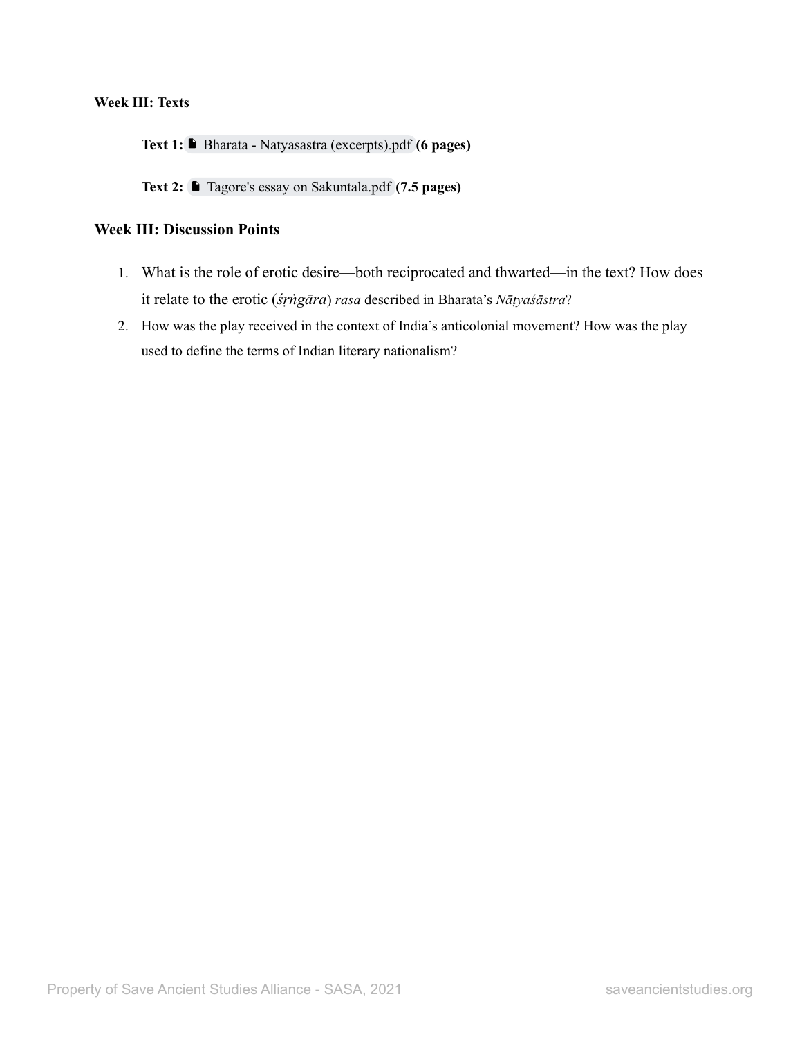**Week III: Texts**

**Text 1:** Bharata - Natyasastra (excerpts).pdf **(6 pages)**

**Text 2:** Tagore's essay on Sakuntala.pdf **(7.5 pages)**

### Week III: Discussion Points

1. What is the role of erotic desire—both reciprocated and thwarted—in the text? How does it relate to the erotic (*śṛṅgāra*) *rasa* described in Bharata's *Nāṭyaśāstra*?
2. How was the play received in the context of India's anticolonial movement? How was the play used to define the terms of Indian literary nationalism?